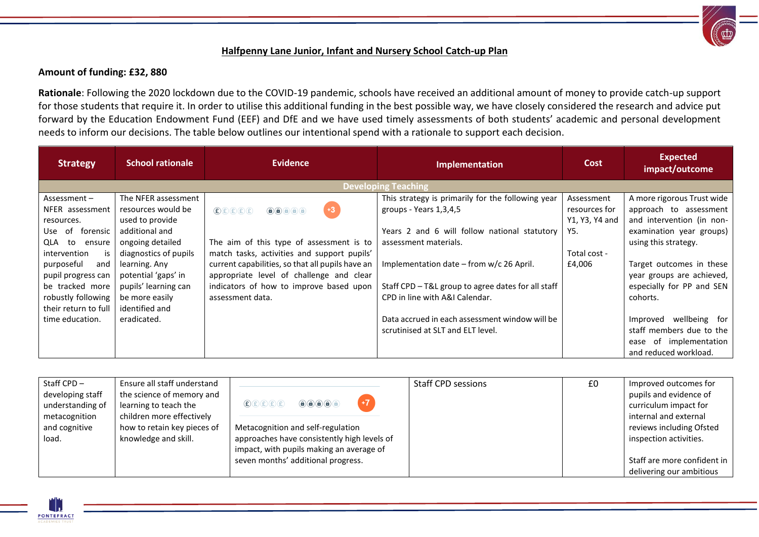## Halfpenny Lane Junior, Infant and Nursery School Catch-up Plan

**Amount of funding: £32, 880**

**Rationale**: Following the 2020 lockdown due to the COVID-19 pandemic, schools have received an additional amount of money to provide catch-up support for those students that require it. In order to utilise this additional funding in the best possible way, we have closely considered the research and advice put forward by the Education Endowment Fund (EEF) and DfE and we have used timely assessments of both students' academic and personal development needs to inform our decisions. The table below outlines our intentional spend with a rationale to support each decision.

| Strategy | School rationale | Evidence | Implementation | Cost | Expected impact/outcome |
|---|---|---|---|---|---|
| **Developing Teaching** | | | | | |
| Assessment – NFER assessment resources. Use of forensic QLA to ensure intervention is purposeful and pupil progress can be tracked more robustly following their return to full time education. | The NFER assessment resources would be used to provide additional and ongoing detailed diagnostics of pupils learning. Any potential 'gaps' in pupils' learning can be more easily identified and eradicated. | +3<br><br>The aim of this type of assessment is to match tasks, activities and support pupils' current capabilities, so that all pupils have an appropriate level of challenge and clear indicators of how to improve based upon assessment data. | This strategy is primarily for the following year groups - Years 1,3,4,5<br><br>Years 2 and 6 will follow national statutory assessment materials.<br><br>Implementation date – from w/c 26 April.<br><br>Staff CPD – T&L group to agree dates for all staff CPD in line with A&I Calendar.<br><br>Data accrued in each assessment window will be scrutinised at SLT and ELT level. | Assessment resources for Y1, Y3, Y4 and Y5.<br><br>Total cost - £4,006 | A more rigorous Trust wide approach to assessment and intervention (in non-examination year groups) using this strategy.<br><br>Target outcomes in these year groups are achieved, especially for PP and SEN cohorts.<br><br>Improved wellbeing for staff members due to the ease of implementation and reduced workload. |
| Staff CPD – developing staff understanding of metacognition and cognitive load. | Ensure all staff understand the science of memory and learning to teach the children more effectively how to retain key pieces of knowledge and skill. | +7<br><br>Metacognition and self-regulation approaches have consistently high levels of impact, with pupils making an average of seven months' additional progress. | Staff CPD sessions | £0 | Improved outcomes for pupils and evidence of curriculum impact for internal and external reviews including Ofsted inspection activities.<br><br>Staff are more confident in delivering our ambitious |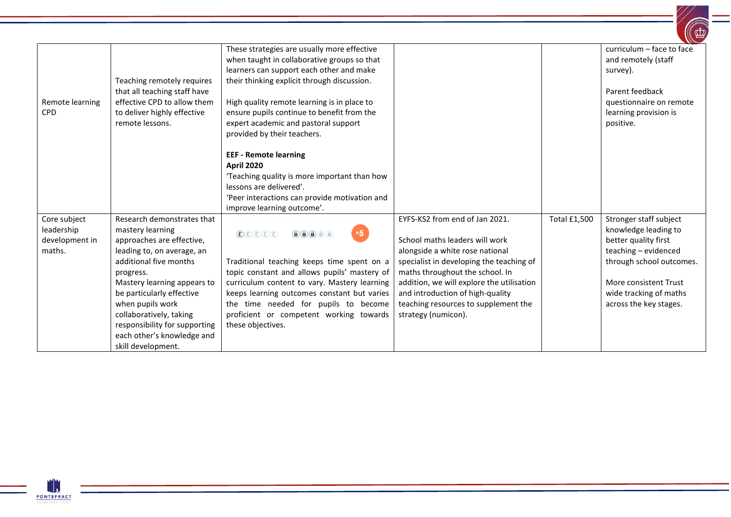| | | | | | |
|---|---|---|---|---|---|
| Remote learning CPD | Teaching remotely requires that all teaching staff have effective CPD to allow them to deliver highly effective remote lessons. | These strategies are usually more effective when taught in collaborative groups so that learners can support each other and make their thinking explicit through discussion.<br><br>High quality remote learning is in place to ensure pupils continue to benefit from the expert academic and pastoral support provided by their teachers.<br><br>**EEF - Remote learning**<br>**April 2020**<br>'Teaching quality is more important than how lessons are delivered'.<br>'Peer interactions can provide motivation and improve learning outcome'. | | | curriculum – face to face and remotely (staff survey).<br><br>Parent feedback questionnaire on remote learning provision is positive. |
| Core subject leadership development in maths. | Research demonstrates that mastery learning approaches are effective, leading to, on average, an additional five months progress.<br>Mastery learning appears to be particularly effective when pupils work collaboratively, taking responsibility for supporting each other's knowledge and skill development. | +5<br><br>Traditional teaching keeps time spent on a topic constant and allows pupils' mastery of curriculum content to vary. Mastery learning keeps learning outcomes constant but varies the time needed for pupils to become proficient or competent working towards these objectives. | EYFS-KS2 from end of Jan 2021.<br><br>School maths leaders will work alongside a white rose national specialist in developing the teaching of maths throughout the school. In addition, we will explore the utilisation and introduction of high-quality teaching resources to supplement the strategy (numicon). | Total £1,500 | Stronger staff subject knowledge leading to better quality first teaching – evidenced through school outcomes.<br><br>More consistent Trust wide tracking of maths across the key stages. |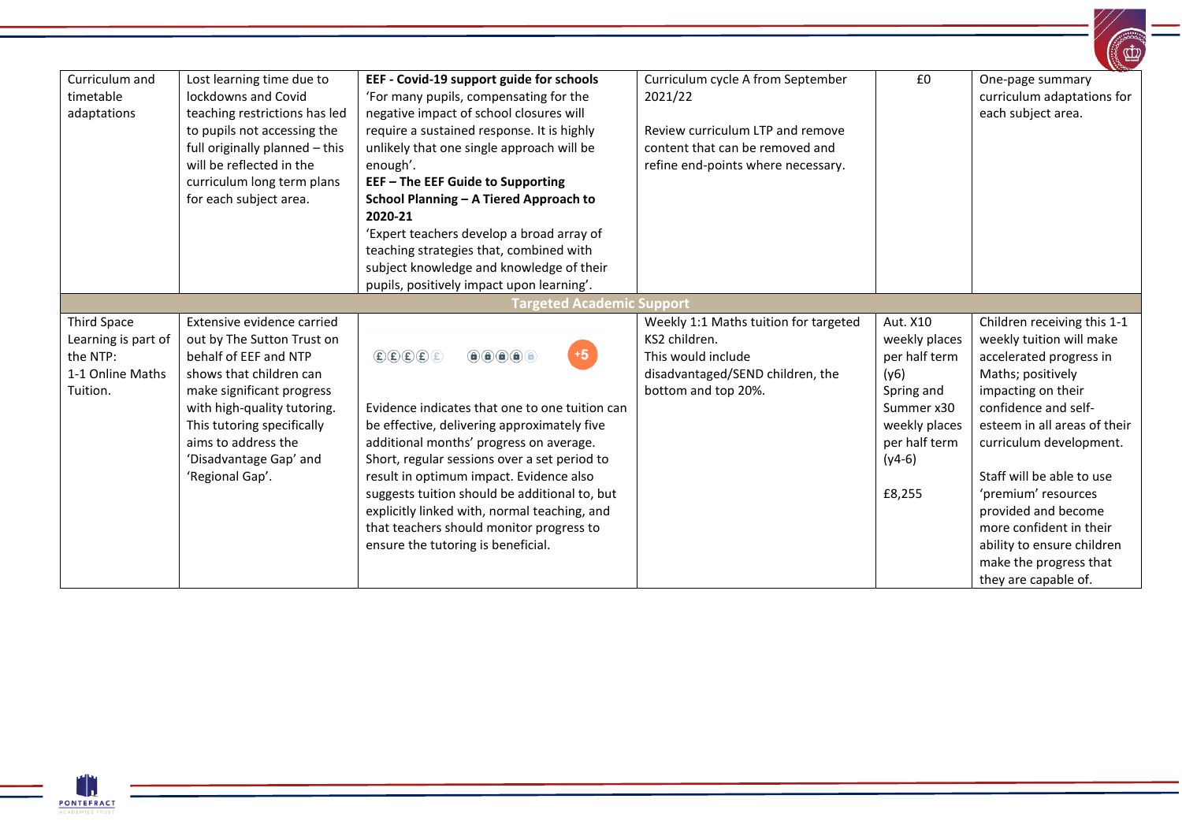| | | | | | |
|---|---|---|---|---|---|
| Curriculum and timetable adaptations | Lost learning time due to lockdowns and Covid teaching restrictions has led to pupils not accessing the full originally planned – this will be reflected in the curriculum long term plans for each subject area. | **EEF - Covid-19 support guide for schools** 'For many pupils, compensating for the negative impact of school closures will require a sustained response. It is highly unlikely that one single approach will be enough'. **EEF – The EEF Guide to Supporting School Planning – A Tiered Approach to 2020-21** 'Expert teachers develop a broad array of teaching strategies that, combined with subject knowledge and knowledge of their pupils, positively impact upon learning'. | Curriculum cycle A from September 2021/22<br><br>Review curriculum LTP and remove content that can be removed and refine end-points where necessary. | £0 | One-page summary curriculum adaptations for each subject area. |
| **Targeted Academic Support** | | | | | |
| Third Space Learning is part of the NTP: 1-1 Online Maths Tuition. | Extensive evidence carried out by The Sutton Trust on behalf of EEF and NTP shows that children can make significant progress with high-quality tutoring. This tutoring specifically aims to address the 'Disadvantage Gap' and 'Regional Gap'. | +5<br><br>Evidence indicates that one to one tuition can be effective, delivering approximately five additional months' progress on average. Short, regular sessions over a set period to result in optimum impact. Evidence also suggests tuition should be additional to, but explicitly linked with, normal teaching, and that teachers should monitor progress to ensure the tutoring is beneficial. | Weekly 1:1 Maths tuition for targeted KS2 children. This would include disadvantaged/SEND children, the bottom and top 20%. | Aut. X10 weekly places per half term (y6)<br>Spring and Summer x30 weekly places per half term (y4-6)<br><br>£8,255 | Children receiving this 1-1 weekly tuition will make accelerated progress in Maths; positively impacting on their confidence and self-esteem in all areas of their curriculum development.<br><br>Staff will be able to use 'premium' resources provided and become more confident in their ability to ensure children make the progress that they are capable of. |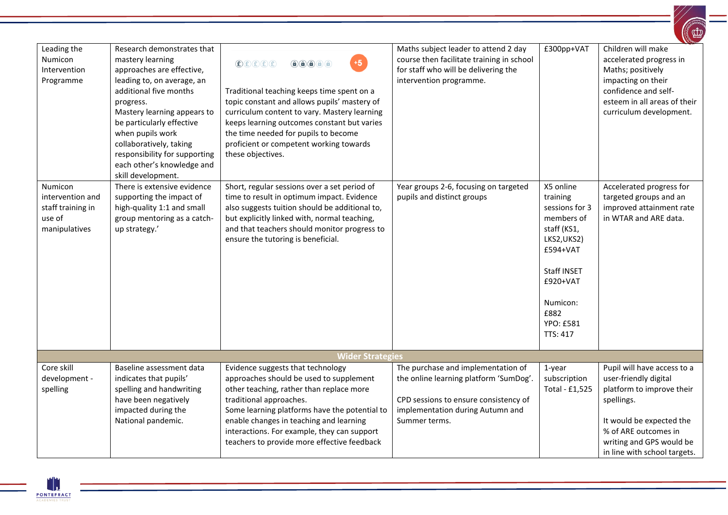| | | | | | |
|---|---|---|---|---|---|
| Leading the Numicon Intervention Programme | Research demonstrates that mastery learning approaches are effective, leading to, on average, an additional five months progress.<br>Mastery learning appears to be particularly effective when pupils work collaboratively, taking responsibility for supporting each other's knowledge and skill development. | £££££ 🔒🔒🔒🔒🔒 +5<br><br>Traditional teaching keeps time spent on a topic constant and allows pupils' mastery of curriculum content to vary. Mastery learning keeps learning outcomes constant but varies the time needed for pupils to become proficient or competent working towards these objectives. | Maths subject leader to attend 2 day course then facilitate training in school for staff who will be delivering the intervention programme. | £300pp+VAT | Children will make accelerated progress in Maths; positively impacting on their confidence and self-esteem in all areas of their curriculum development. |
| Numicon intervention and staff training in use of manipulatives | There is extensive evidence supporting the impact of high-quality 1:1 and small group mentoring as a catch-up strategy.' | Short, regular sessions over a set period of time to result in optimum impact. Evidence also suggests tuition should be additional to, but explicitly linked with, normal teaching, and that teachers should monitor progress to ensure the tutoring is beneficial. | Year groups 2-6, focusing on targeted pupils and distinct groups | X5 online training sessions for 3 members of staff (KS1, LKS2,UKS2) £594+VAT<br><br>Staff INSET £920+VAT<br><br>Numicon: £882<br>YPO: £581<br>TTS: 417 | Accelerated progress for targeted groups and an improved attainment rate in WTAR and ARE data. |
| **Wider Strategies** | | | | | |
| Core skill development - spelling | Baseline assessment data indicates that pupils' spelling and handwriting have been negatively impacted during the National pandemic. | Evidence suggests that technology approaches should be used to supplement other teaching, rather than replace more traditional approaches.<br>Some learning platforms have the potential to enable changes in teaching and learning interactions. For example, they can support teachers to provide more effective feedback | The purchase and implementation of the online learning platform 'SumDog'.<br><br>CPD sessions to ensure consistency of implementation during Autumn and Summer terms. | 1-year subscription Total - £1,525 | Pupil will have access to a user-friendly digital platform to improve their spellings.<br><br>It would be expected the % of ARE outcomes in writing and GPS would be in line with school targets. |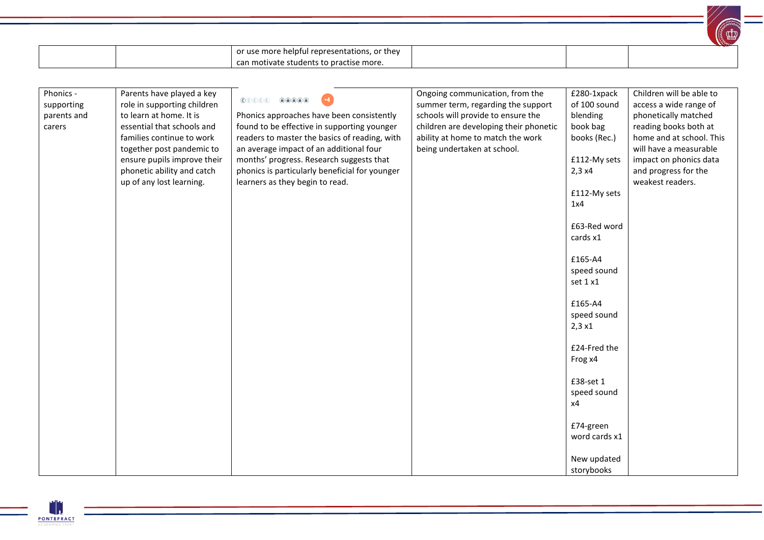| | | or use more helpful representations, or they can motivate students to practise more. | | | |
|---|---|---|---|---|---|

| | | | | | |
|---|---|---|---|---|---|
| Phonics - supporting parents and carers | Parents have played a key role in supporting children to learn at home. It is essential that schools and families continue to work together post pandemic to ensure pupils improve their phonetic ability and catch up of any lost learning. | +4<br><br>Phonics approaches have been consistently found to be effective in supporting younger readers to master the basics of reading, with an average impact of an additional four months' progress. Research suggests that phonics is particularly beneficial for younger learners as they begin to read. | Ongoing communication, from the summer term, regarding the support schools will provide to ensure the children are developing their phonetic ability at home to match the work being undertaken at school. | £280-1xpack of 100 sound blending book bag books (Rec.)<br><br>£112-My sets 2,3 x4<br><br>£112-My sets 1x4<br><br>£63-Red word cards x1<br><br>£165-A4 speed sound set 1 x1<br><br>£165-A4 speed sound 2,3 x1<br><br>£24-Fred the Frog x4<br><br>£38-set 1 speed sound x4<br><br>£74-green word cards x1<br><br>New updated storybooks | Children will be able to access a wide range of phonetically matched reading books both at home and at school. This will have a measurable impact on phonics data and progress for the weakest readers. |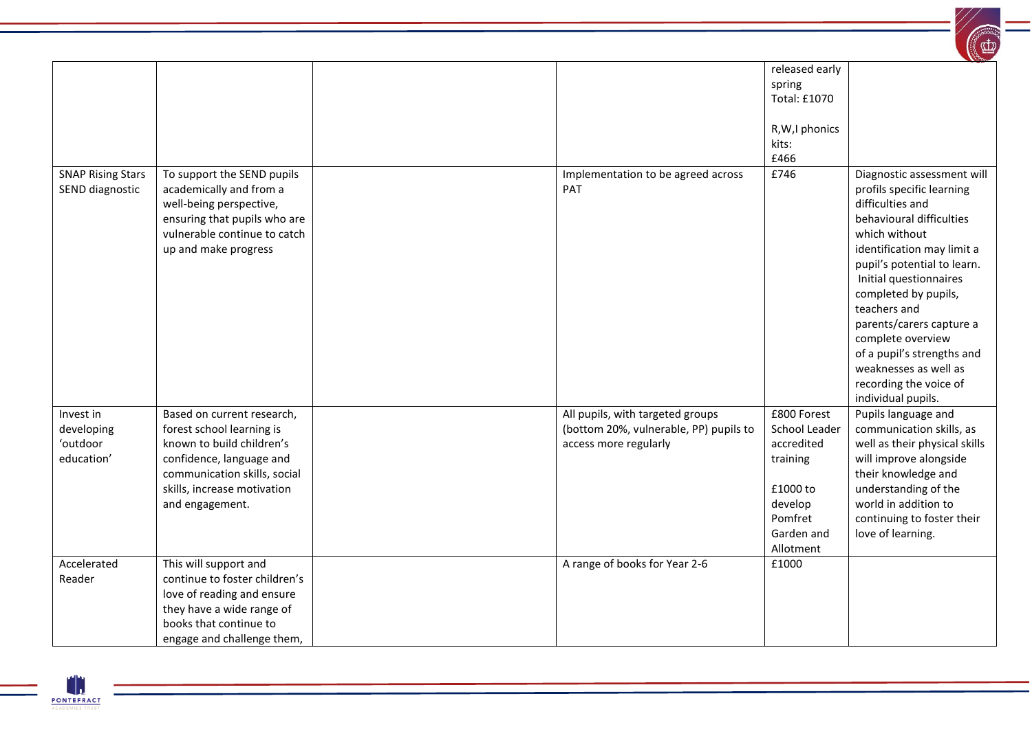| | | | | | |
|---|---|---|---|---|---|
| | | | | released early spring<br>Total: £1070<br><br>R,W,I phonics kits:<br>£466 | |
| SNAP Rising Stars SEND diagnostic | To support the SEND pupils academically and from a well-being perspective, ensuring that pupils who are vulnerable continue to catch up and make progress | | Implementation to be agreed across PAT | £746 | Diagnostic assessment will profils specific learning difficulties and behavioural difficulties which without identification may limit a pupil's potential to learn. Initial questionnaires completed by pupils, teachers and parents/carers capture a complete overview of a pupil's strengths and weaknesses as well as recording the voice of individual pupils. |
| Invest in developing 'outdoor education' | Based on current research, forest school learning is known to build children's confidence, language and communication skills, social skills, increase motivation and engagement. | | All pupils, with targeted groups (bottom 20%, vulnerable, PP) pupils to access more regularly | £800 Forest School Leader accredited training<br><br>£1000 to develop Pomfret Garden and Allotment | Pupils language and communication skills, as well as their physical skills will improve alongside their knowledge and understanding of the world in addition to continuing to foster their love of learning. |
| Accelerated Reader | This will support and continue to foster children's love of reading and ensure they have a wide range of books that continue to engage and challenge them, | | A range of books for Year 2-6 | £1000 | |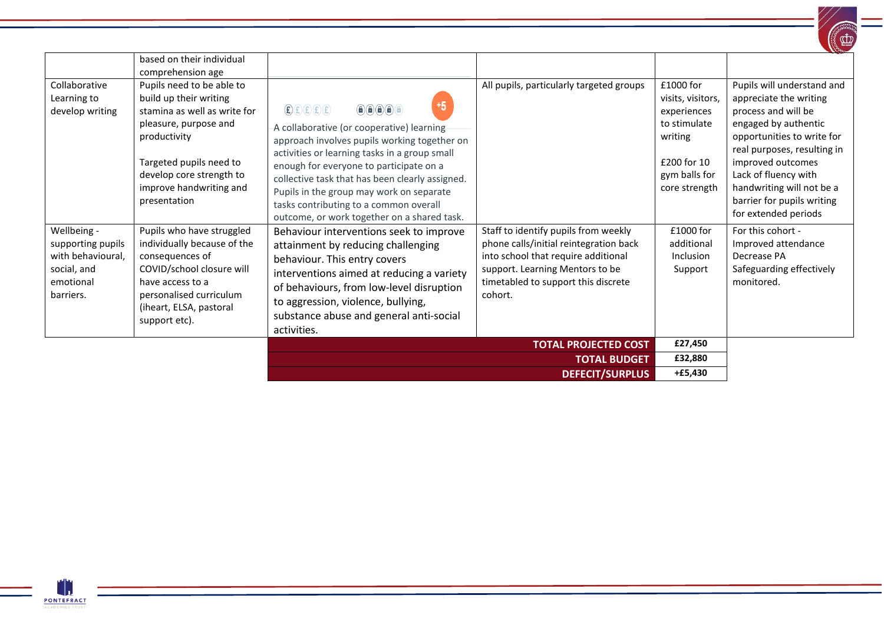| | | | | | |
|---|---|---|---|---|---|
| | based on their individual comprehension age | | | | |
| Collaborative Learning to develop writing | Pupils need to be able to build up their writing stamina as well as write for pleasure, purpose and productivity<br><br>Targeted pupils need to develop core strength to improve handwriting and presentation | +5<br>A collaborative (or cooperative) learning approach involves pupils working together on activities or learning tasks in a group small enough for everyone to participate on a collective task that has been clearly assigned. Pupils in the group may work on separate tasks contributing to a common overall outcome, or work together on a shared task. | All pupils, particularly targeted groups | £1000 for visits, visitors, experiences to stimulate writing<br><br>£200 for 10 gym balls for core strength | Pupils will understand and appreciate the writing process and will be engaged by authentic opportunities to write for real purposes, resulting in improved outcomes<br>Lack of fluency with handwriting will not be a barrier for pupils writing for extended periods |
| Wellbeing - supporting pupils with behavioural, social, and emotional barriers. | Pupils who have struggled individually because of the consequences of COVID/school closure will have access to a personalised curriculum (iheart, ELSA, pastoral support etc). | Behaviour interventions seek to improve attainment by reducing challenging behaviour. This entry covers interventions aimed at reducing a variety of behaviours, from low-level disruption to aggression, violence, bullying, substance abuse and general anti-social activities. | Staff to identify pupils from weekly phone calls/initial reintegration back into school that require additional support. Learning Mentors to be timetabled to support this discrete cohort. | £1000 for additional Inclusion Support | For this cohort -<br>Improved attendance<br>Decrease PA<br>Safeguarding effectively monitored. |
| | | | **TOTAL PROJECTED COST** | **£27,450** | |
| | | | **TOTAL BUDGET** | **£32,880** | |
| | | | **DEFECIT/SURPLUS** | **+£5,430** | |